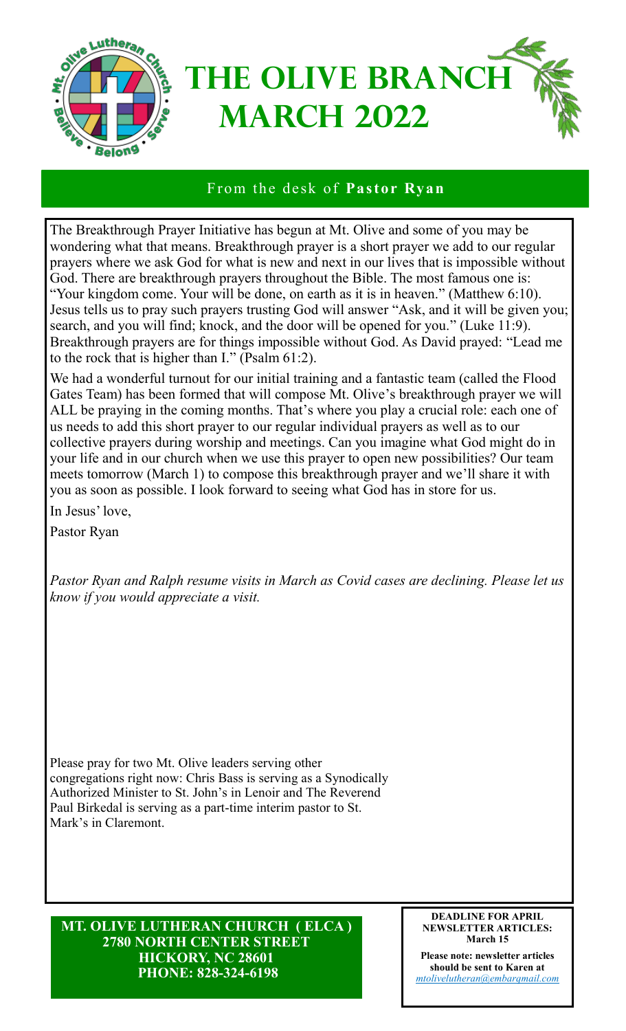# The Olive Branch
# March 2022

## From the desk of **Pastor Ryan**

The Breakthrough Prayer Initiative has begun at Mt. Olive and some of you may be wondering what that means. Breakthrough prayer is a short prayer we add to our regular prayers where we ask God for what is new and next in our lives that is impossible without God. There are breakthrough prayers throughout the Bible. The most famous one is: "Your kingdom come. Your will be done, on earth as it is in heaven." (Matthew 6:10). Jesus tells us to pray such prayers trusting God will answer "Ask, and it will be given you; search, and you will find; knock, and the door will be opened for you." (Luke 11:9). Breakthrough prayers are for things impossible without God. As David prayed: "Lead me to the rock that is higher than I." (Psalm 61:2).

We had a wonderful turnout for our initial training and a fantastic team (called the Flood Gates Team) has been formed that will compose Mt. Olive's breakthrough prayer we will ALL be praying in the coming months. That's where you play a crucial role: each one of us needs to add this short prayer to our regular individual prayers as well as to our collective prayers during worship and meetings. Can you imagine what God might do in your life and in our church when we use this prayer to open new possibilities? Our team meets tomorrow (March 1) to compose this breakthrough prayer and we'll share it with you as soon as possible. I look forward to seeing what God has in store for us.

In Jesus' love,

Pastor Ryan

*Pastor Ryan and Ralph resume visits in March as Covid cases are declining. Please let us know if you would appreciate a visit.*

Please pray for two Mt. Olive leaders serving other congregations right now: Chris Bass is serving as a Synodically Authorized Minister to St. John's in Lenoir and The Reverend Paul Birkedal is serving as a part-time interim pastor to St. Mark's in Claremont.

**MT. OLIVE LUTHERAN CHURCH ( ELCA )**
**2780 NORTH CENTER STREET**
**HICKORY, NC 28601**
**PHONE: 828-324-6198**

**DEADLINE FOR APRIL NEWSLETTER ARTICLES: March 15**

**Please note: newsletter articles should be sent to Karen at** *mtolivelutheran@embarqmail.com*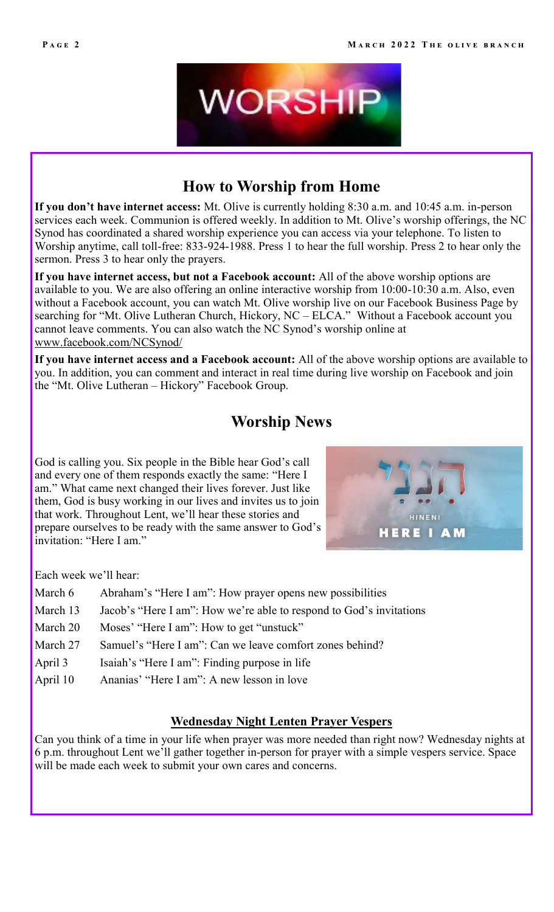WORSHIP

## How to Worship from Home

**If you don't have internet access:** Mt. Olive is currently holding 8:30 a.m. and 10:45 a.m. in-person services each week. Communion is offered weekly. In addition to Mt. Olive's worship offerings, the NC Synod has coordinated a shared worship experience you can access via your telephone. To listen to Worship anytime, call toll-free: 833-924-1988. Press 1 to hear the full worship. Press 2 to hear only the sermon. Press 3 to hear only the prayers.

**If you have internet access, but not a Facebook account:** All of the above worship options are available to you. We are also offering an online interactive worship from 10:00-10:30 a.m. Also, even without a Facebook account, you can watch Mt. Olive worship live on our Facebook Business Page by searching for "Mt. Olive Lutheran Church, Hickory, NC – ELCA." Without a Facebook account you cannot leave comments. You can also watch the NC Synod's worship online at www.facebook.com/NCSynod/

**If you have internet access and a Facebook account:** All of the above worship options are available to you. In addition, you can comment and interact in real time during live worship on Facebook and join the "Mt. Olive Lutheran – Hickory" Facebook Group.

## Worship News

God is calling you. Six people in the Bible hear God's call and every one of them responds exactly the same: "Here I am." What came next changed their lives forever. Just like them, God is busy working in our lives and invites us to join that work. Throughout Lent, we'll hear these stories and prepare ourselves to be ready with the same answer to God's invitation: "Here I am."

הִנֵּנִי
HINENI
HERE I AM

Each week we'll hear:

| | |
|---|---|
| March 6 | Abraham's "Here I am": How prayer opens new possibilities |
| March 13 | Jacob's "Here I am": How we're able to respond to God's invitations |
| March 20 | Moses' "Here I am": How to get "unstuck" |
| March 27 | Samuel's "Here I am": Can we leave comfort zones behind? |
| April 3 | Isaiah's "Here I am": Finding purpose in life |
| April 10 | Ananias' "Here I am": A new lesson in love |

### Wednesday Night Lenten Prayer Vespers

Can you think of a time in your life when prayer was more needed than right now? Wednesday nights at 6 p.m. throughout Lent we'll gather together in-person for prayer with a simple vespers service. Space will be made each week to submit your own cares and concerns.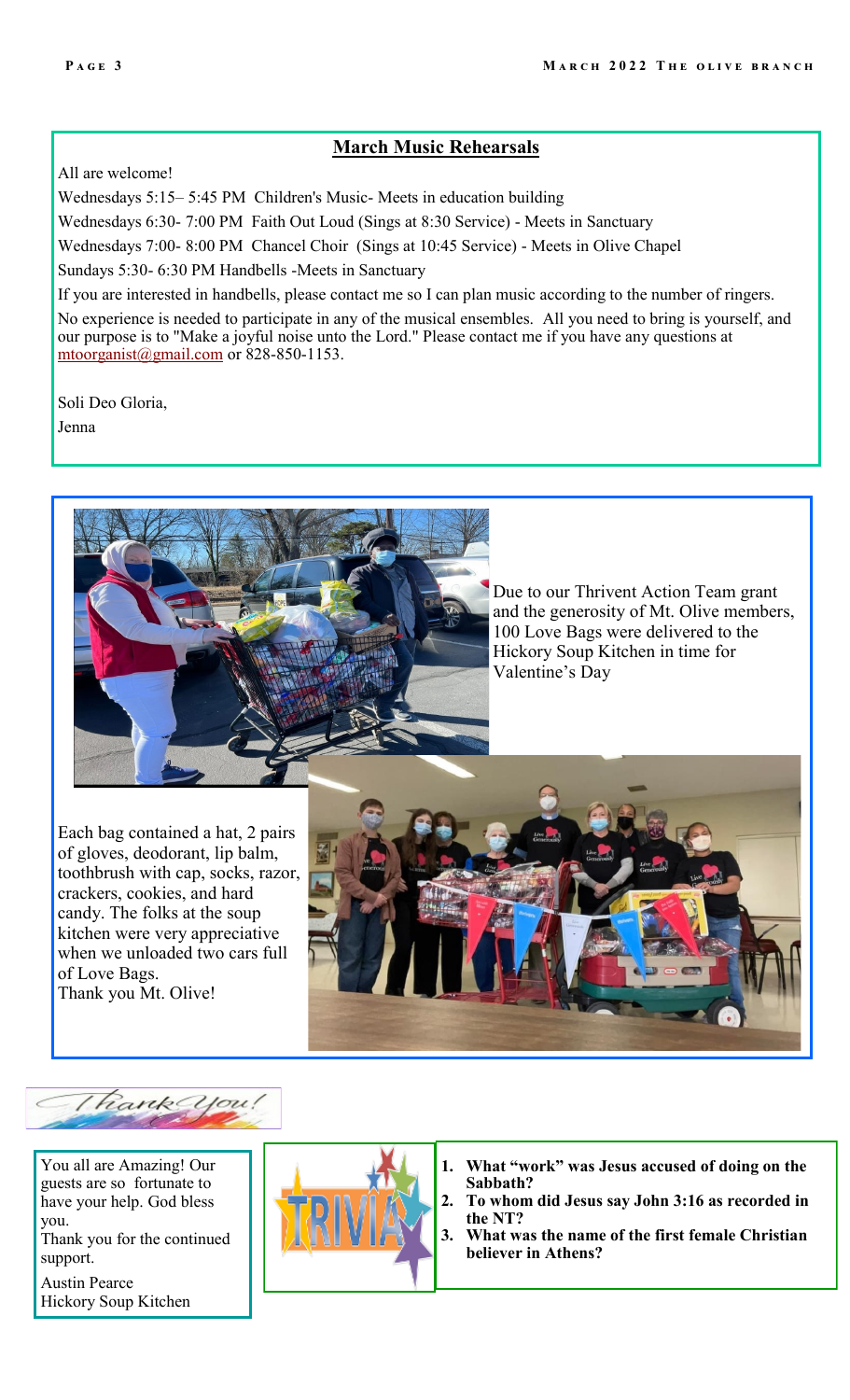## March Music Rehearsals

All are welcome!

Wednesdays 5:15– 5:45 PM Children's Music- Meets in education building

Wednesdays 6:30- 7:00 PM Faith Out Loud (Sings at 8:30 Service) - Meets in Sanctuary

Wednesdays 7:00- 8:00 PM Chancel Choir (Sings at 10:45 Service) - Meets in Olive Chapel

Sundays 5:30- 6:30 PM Handbells -Meets in Sanctuary

If you are interested in handbells, please contact me so I can plan music according to the number of ringers.

No experience is needed to participate in any of the musical ensembles. All you need to bring is yourself, and our purpose is to "Make a joyful noise unto the Lord." Please contact me if you have any questions at mtoorganist@gmail.com or 828-850-1153.

Soli Deo Gloria,

Jenna

Due to our Thrivent Action Team grant and the generosity of Mt. Olive members, 100 Love Bags were delivered to the Hickory Soup Kitchen in time for Valentine's Day

Each bag contained a hat, 2 pairs of gloves, deodorant, lip balm, toothbrush with cap, socks, razor, crackers, cookies, and hard candy. The folks at the soup kitchen were very appreciative when we unloaded two cars full of Love Bags.
Thank you Mt. Olive!

Thank You!

You all are Amazing! Our guests are so fortunate to have your help. God bless you.
Thank you for the continued support.

Austin Pearce
Hickory Soup Kitchen

TRIVIA

1. **What "work" was Jesus accused of doing on the Sabbath?**
2. **To whom did Jesus say John 3:16 as recorded in the NT?**
3. **What was the name of the first female Christian believer in Athens?**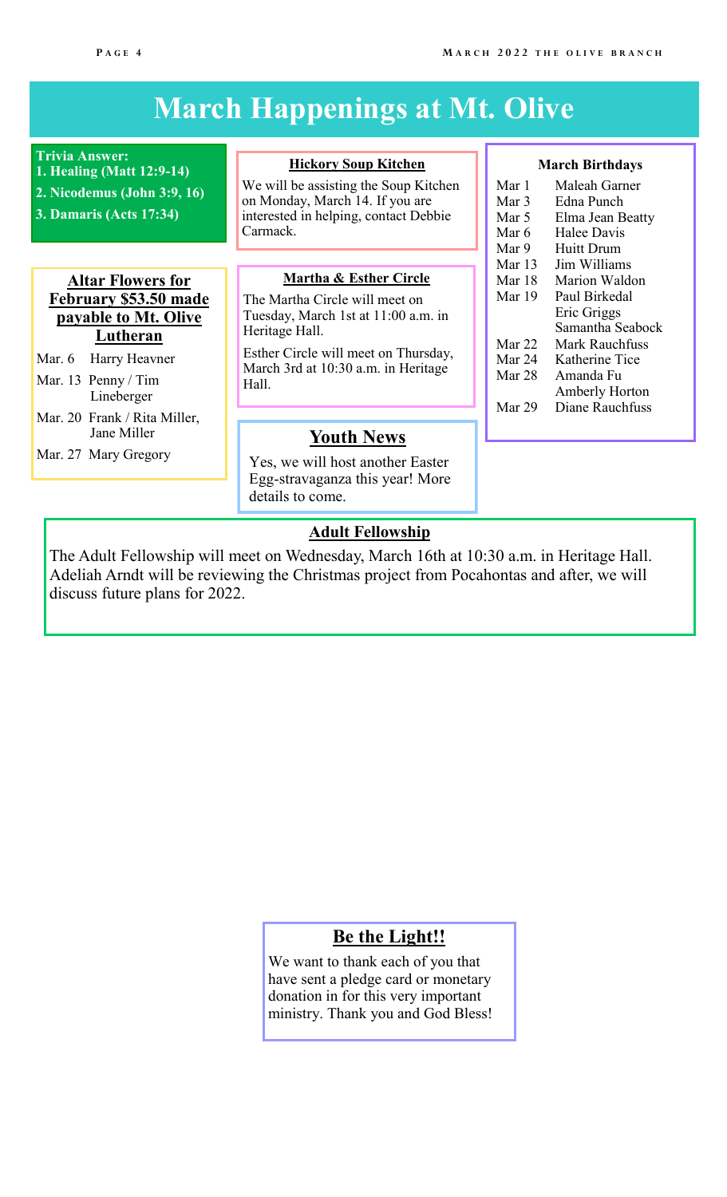// transcription
# March Happenings at Mt. Olive

**Trivia Answer:**

1. **Healing (Matt 12:9-14)**
2. **Nicodemus (John 3:9, 16)**
3. **Damaris (Acts 17:34)**

## Altar Flowers for February $53.50 made payable to Mt. Olive Lutheran

- Mar. 6 Harry Heavner
- Mar. 13 Penny / Tim Lineberger
- Mar. 20 Frank / Rita Miller, Jane Miller
- Mar. 27 Mary Gregory

## Hickory Soup Kitchen

We will be assisting the Soup Kitchen on Monday, March 14. If you are interested in helping, contact Debbie Carmack.

## Martha & Esther Circle

The Martha Circle will meet on Tuesday, March 1st at 11:00 a.m. in Heritage Hall.

Esther Circle will meet on Thursday, March 3rd at 10:30 a.m. in Heritage Hall.

## Youth News

Yes, we will host another Easter Egg-stravaganza this year! More details to come.

## March Birthdays

| Date | Name |
|---|---|
| Mar 1 | Maleah Garner |
| Mar 3 | Edna Punch |
| Mar 5 | Elma Jean Beatty |
| Mar 6 | Halee Davis |
| Mar 9 | Huitt Drum |
| Mar 13 | Jim Williams |
| Mar 18 | Marion Waldon |
| Mar 19 | Paul Birkedal |
| | Eric Griggs |
| | Samantha Seabock |
| Mar 22 | Mark Rauchfuss |
| Mar 24 | Katherine Tice |
| Mar 28 | Amanda Fu |
| | Amberly Horton |
| Mar 29 | Diane Rauchfuss |

## Adult Fellowship

The Adult Fellowship will meet on Wednesday, March 16th at 10:30 a.m. in Heritage Hall. Adeliah Arndt will be reviewing the Christmas project from Pocahontas and after, we will discuss future plans for 2022.

## Be the Light!!

We want to thank each of you that have sent a pledge card or monetary donation in for this very important ministry. Thank you and God Bless!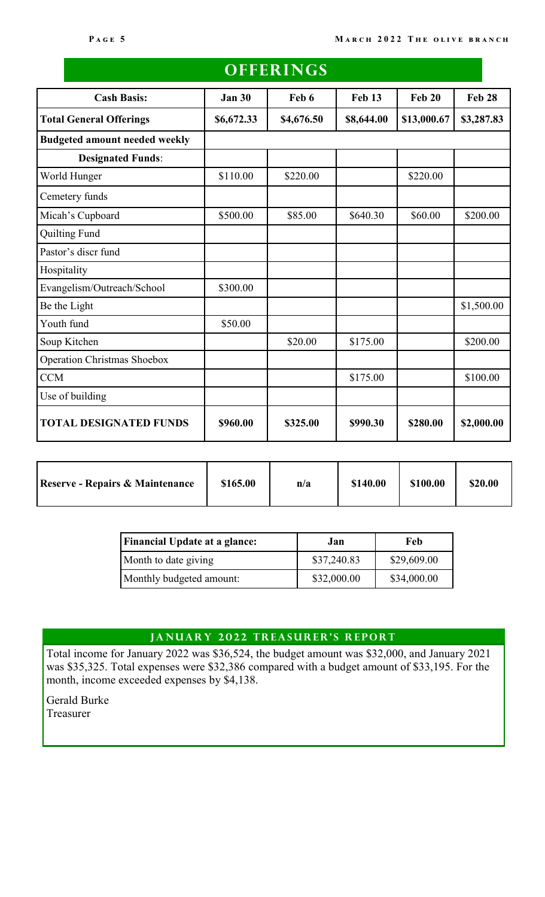## OFFERINGS

| Cash Basis: | Jan 30 | Feb 6 | Feb 13 | Feb 20 | Feb 28 |
|---|---|---|---|---|---|
| **Total General Offerings** | **$6,672.33** | **$4,676.50** | **$8,644.00** | **$13,000.67** | **$3,287.83** |
| **Budgeted amount needed weekly** | | | | | |
| **Designated Funds**: | | | | | |
| World Hunger | $110.00 | $220.00 | | $220.00 | |
| Cemetery funds | | | | | |
| Micah's Cupboard | $500.00 | $85.00 | $640.30 | $60.00 | $200.00 |
| Quilting Fund | | | | | |
| Pastor's discr fund | | | | | |
| Hospitality | | | | | |
| Evangelism/Outreach/School | $300.00 | | | | |
| Be the Light | | | | | $1,500.00 |
| Youth fund | $50.00 | | | | |
| Soup Kitchen | | $20.00 | $175.00 | | $200.00 |
| Operation Christmas Shoebox | | | | | |
| CCM | | | $175.00 | | $100.00 |
| Use of building | | | | | |
| **TOTAL DESIGNATED FUNDS** | **$960.00** | **$325.00** | **$990.30** | **$280.00** | **$2,000.00** |

| Reserve - Repairs & Maintenance | $165.00 | n/a | $140.00 | $100.00 | $20.00 |
|---|---|---|---|---|---|

| Financial Update at a glance: | Jan | Feb |
|---|---|---|
| Month to date giving | $37,240.83 | $29,609.00 |
| Monthly budgeted amount: | $32,000.00 | $34,000.00 |

### JANUARY 2022 TREASURER'S REPORT

Total income for January 2022 was $36,524, the budget amount was $32,000, and January 2021 was $35,325. Total expenses were $32,386 compared with a budget amount of $33,195. For the month, income exceeded expenses by $4,138.

Gerald Burke
Treasurer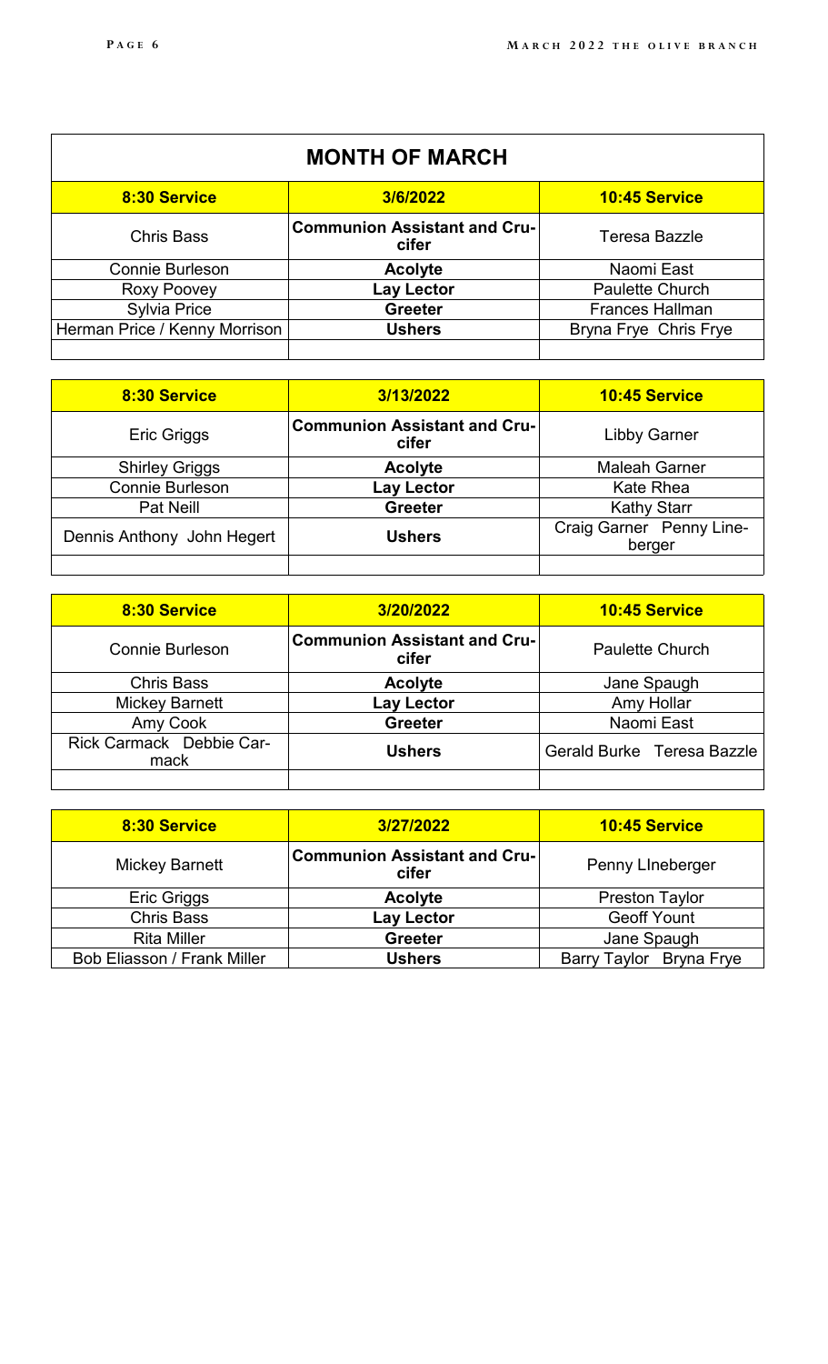## MONTH OF MARCH

| 8:30 Service | 3/6/2022 | 10:45 Service |
|---|---|---|
| Chris Bass | **Communion Assistant and Crucifer** | Teresa Bazzle |
| Connie Burleson | **Acolyte** | Naomi East |
| Roxy Poovey | **Lay Lector** | Paulette Church |
| Sylvia Price | **Greeter** | Frances Hallman |
| Herman Price / Kenny Morrison | **Ushers** | Bryna Frye Chris Frye |
| | | |

| 8:30 Service | 3/13/2022 | 10:45 Service |
|---|---|---|
| Eric Griggs | **Communion Assistant and Crucifer** | Libby Garner |
| Shirley Griggs | **Acolyte** | Maleah Garner |
| Connie Burleson | **Lay Lector** | Kate Rhea |
| Pat Neill | **Greeter** | Kathy Starr |
| Dennis Anthony John Hegert | **Ushers** | Craig Garner Penny Lineberger |
| | | |

| 8:30 Service | 3/20/2022 | 10:45 Service |
|---|---|---|
| Connie Burleson | **Communion Assistant and Crucifer** | Paulette Church |
| Chris Bass | **Acolyte** | Jane Spaugh |
| Mickey Barnett | **Lay Lector** | Amy Hollar |
| Amy Cook | **Greeter** | Naomi East |
| Rick Carmack Debbie Carmack | **Ushers** | Gerald Burke Teresa Bazzle |
| | | |

| 8:30 Service | 3/27/2022 | 10:45 Service |
|---|---|---|
| Mickey Barnett | **Communion Assistant and Crucifer** | Penny LIneberger |
| Eric Griggs | **Acolyte** | Preston Taylor |
| Chris Bass | **Lay Lector** | Geoff Yount |
| Rita Miller | **Greeter** | Jane Spaugh |
| Bob Eliasson / Frank Miller | **Ushers** | Barry Taylor Bryna Frye |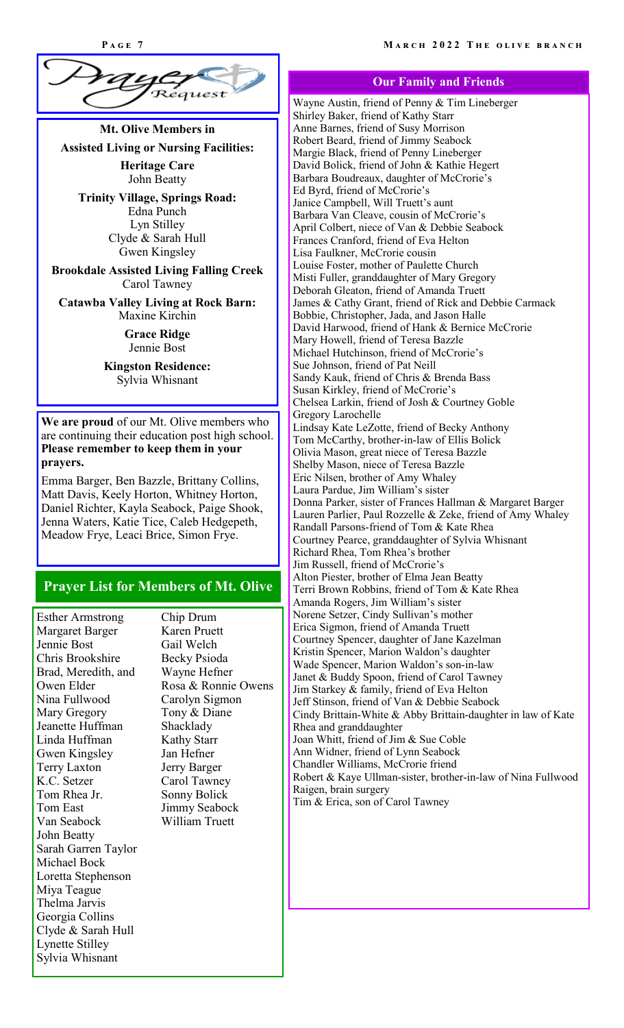# Prayer Request

**Mt. Olive Members in Assisted Living or Nursing Facilities:**

**Heritage Care**
John Beatty

**Trinity Village, Springs Road:**
Edna Punch
Lyn Stilley
Clyde & Sarah Hull
Gwen Kingsley

**Brookdale Assisted Living Falling Creek**
Carol Tawney

**Catawba Valley Living at Rock Barn:**
Maxine Kirchin

**Grace Ridge**
Jennie Bost

**Kingston Residence:**
Sylvia Whisnant

**We are proud** of our Mt. Olive members who are continuing their education post high school. **Please remember to keep them in your prayers.**

Emma Barger, Ben Bazzle, Brittany Collins, Matt Davis, Keely Horton, Whitney Horton, Daniel Richter, Kayla Seabock, Paige Shook, Jenna Waters, Katie Tice, Caleb Hedgepeth, Meadow Frye, Leaci Brice, Simon Frye.

## Prayer List for Members of Mt. Olive

Esther Armstrong
Margaret Barger
Jennie Bost
Chris Brookshire
Brad, Meredith, and Owen Elder
Nina Fullwood
Mary Gregory
Jeanette Huffman
Linda Huffman
Gwen Kingsley
Terry Laxton
K.C. Setzer
Tom Rhea Jr.
Tom East
Van Seabock
John Beatty
Sarah Garren Taylor
Michael Bock
Loretta Stephenson
Miya Teague
Thelma Jarvis
Georgia Collins
Clyde & Sarah Hull
Lynette Stilley
Sylvia Whisnant
Chip Drum
Karen Pruett
Gail Welch
Becky Psioda
Wayne Hefner
Rosa & Ronnie Owens
Carolyn Sigmon
Tony & Diane Shacklady
Kathy Starr
Jan Hefner
Jerry Barger
Carol Tawney
Sonny Bolick
Jimmy Seabock
William Truett

## Our Family and Friends

Wayne Austin, friend of Penny & Tim Lineberger
Shirley Baker, friend of Kathy Starr
Anne Barnes, friend of Susy Morrison
Robert Beard, friend of Jimmy Seabock
Margie Black, friend of Penny Lineberger
David Bolick, friend of John & Kathie Hegert
Barbara Boudreaux, daughter of McCrorie's
Ed Byrd, friend of McCrorie's
Janice Campbell, Will Truett's aunt
Barbara Van Cleave, cousin of McCrorie's
April Colbert, niece of Van & Debbie Seabock
Frances Cranford, friend of Eva Helton
Lisa Faulkner, McCrorie cousin
Louise Foster, mother of Paulette Church
Misti Fuller, granddaughter of Mary Gregory
Deborah Gleaton, friend of Amanda Truett
James & Cathy Grant, friend of Rick and Debbie Carmack
Bobbie, Christopher, Jada, and Jason Halle
David Harwood, friend of Hank & Bernice McCrorie
Mary Howell, friend of Teresa Bazzle
Michael Hutchinson, friend of McCrorie's
Sue Johnson, friend of Pat Neill
Sandy Kauk, friend of Chris & Brenda Bass
Susan Kirkley, friend of McCrorie's
Chelsea Larkin, friend of Josh & Courtney Goble
Gregory Larochelle
Lindsay Kate LeZotte, friend of Becky Anthony
Tom McCarthy, brother-in-law of Ellis Bolick
Olivia Mason, great niece of Teresa Bazzle
Shelby Mason, niece of Teresa Bazzle
Eric Nilsen, brother of Amy Whaley
Laura Pardue, Jim William's sister
Donna Parker, sister of Frances Hallman & Margaret Barger
Lauren Parlier, Paul Rozzelle & Zeke, friend of Amy Whaley
Randall Parsons-friend of Tom & Kate Rhea
Courtney Pearce, granddaughter of Sylvia Whisnant
Richard Rhea, Tom Rhea's brother
Jim Russell, friend of McCrorie's
Alton Piester, brother of Elma Jean Beatty
Terri Brown Robbins, friend of Tom & Kate Rhea
Amanda Rogers, Jim William's sister
Norene Setzer, Cindy Sullivan's mother
Erica Sigmon, friend of Amanda Truett
Courtney Spencer, daughter of Jane Kazelman
Kristin Spencer, Marion Waldon's daughter
Wade Spencer, Marion Waldon's son-in-law
Janet & Buddy Spoon, friend of Carol Tawney
Jim Starkey & family, friend of Eva Helton
Jeff Stinson, friend of Van & Debbie Seabock
Cindy Brittain-White & Abby Brittain-daughter in law of Kate Rhea and granddaughter
Joan Whitt, friend of Jim & Sue Coble
Ann Widner, friend of Lynn Seabock
Chandler Williams, McCrorie friend
Robert & Kaye Ullman-sister, brother-in-law of Nina Fullwood
Raigen, brain surgery
Tim & Erica, son of Carol Tawney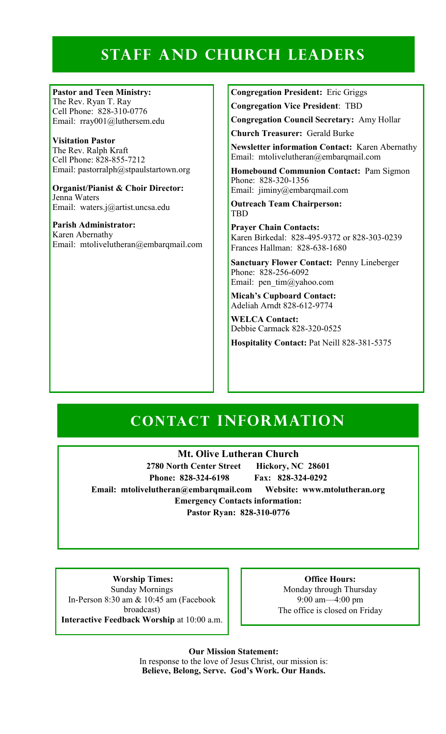# STAFF AND CHURCH LEADERS

**Pastor and Teen Ministry:**
The Rev. Ryan T. Ray
Cell Phone: 828-310-0776
Email: rray001@luthersem.edu

**Visitation Pastor**
The Rev. Ralph Kraft
Cell Phone: 828-855-7212
Email: pastorralph@stpaulstartown.org

**Organist/Pianist & Choir Director:**
Jenna Waters
Email: waters.j@artist.uncsa.edu

**Parish Administrator:**
Karen Abernathy
Email: mtolivelutheran@embarqmail.com

**Congregation President:** Eric Griggs

**Congregation Vice President**: TBD

**Congregation Council Secretary:** Amy Hollar

**Church Treasurer:** Gerald Burke

**Newsletter information Contact:** Karen Abernathy
Email: mtolivelutheran@embarqmail.com

**Homebound Communion Contact:** Pam Sigmon
Phone: 828-320-1356
Email: jiminy@embarqmail.com

**Outreach Team Chairperson:**
TBD

**Prayer Chain Contacts:**
Karen Birkedal: 828-495-9372 or 828-303-0239
Frances Hallman: 828-638-1680

**Sanctuary Flower Contact:** Penny Lineberger
Phone: 828-256-6092
Email: pen_tim@yahoo.com

**Micah's Cupboard Contact:**
Adeliah Arndt 828-612-9774

**WELCA Contact:**
Debbie Carmack 828-320-0525

**Hospitality Contact:** Pat Neill 828-381-5375

# CONTACT INFORMATION

**Mt. Olive Lutheran Church**
**2780 North Center Street Hickory, NC 28601**
**Phone: 828-324-6198 Fax: 828-324-0292**
**Email: mtolivelutheran@embarqmail.com Website: www.mtolutheran.org**
**Emergency Contacts information:**
**Pastor Ryan: 828-310-0776**

**Worship Times:**
Sunday Mornings
In-Person 8:30 am & 10:45 am (Facebook broadcast)
**Interactive Feedback Worship** at 10:00 a.m.

**Office Hours:**
Monday through Thursday
9:00 am—4:00 pm
The office is closed on Friday

**Our Mission Statement:**
In response to the love of Jesus Christ, our mission is:
**Believe, Belong, Serve. God's Work. Our Hands.**